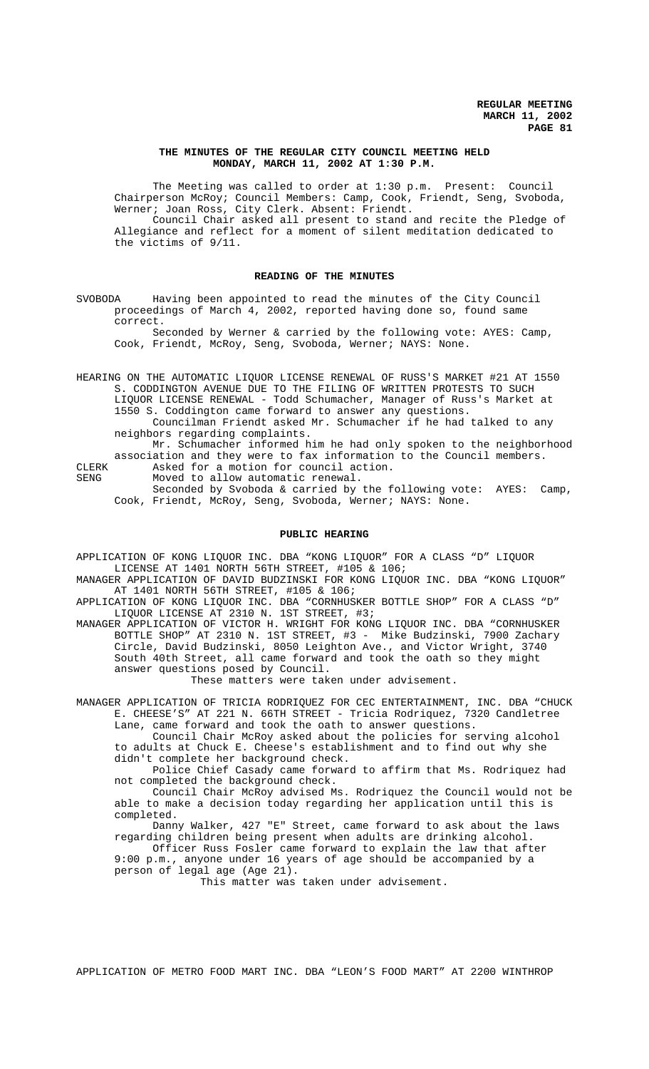**REGULAR MEETING**
**MARCH 11, 2002**

## THE MINUTES OF THE REGULAR CITY COUNCIL MEETING HELD MONDAY, MARCH 11, 2002 AT 1:30 P.M.

The Meeting was called to order at 1:30 p.m. Present: Council Chairperson McRoy; Council Members: Camp, Cook, Friendt, Seng, Svoboda, Werner; Joan Ross, City Clerk. Absent: Friendt.

Council Chair asked all present to stand and recite the Pledge of Allegiance and reflect for a moment of silent meditation dedicated to the victims of 9/11.

### READING OF THE MINUTES

SVOBODA Having been appointed to read the minutes of the City Council proceedings of March 4, 2002, reported having done so, found same correct.

Seconded by Werner & carried by the following vote: AYES: Camp, Cook, Friendt, McRoy, Seng, Svoboda, Werner; NAYS: None.

HEARING ON THE AUTOMATIC LIQUOR LICENSE RENEWAL OF RUSS'S MARKET #21 AT 1550 S. CODDINGTON AVENUE DUE TO THE FILING OF WRITTEN PROTESTS TO SUCH LIQUOR LICENSE RENEWAL - Todd Schumacher, Manager of Russ's Market at 1550 S. Coddington came forward to answer any questions.

Councilman Friendt asked Mr. Schumacher if he had talked to any neighbors regarding complaints.

Mr. Schumacher informed him he had only spoken to the neighborhood association and they were to fax information to the Council members.

CLERK Asked for a motion for council action.

SENG Moved to allow automatic renewal.

Seconded by Svoboda & carried by the following vote: AYES: Camp, Cook, Friendt, McRoy, Seng, Svoboda, Werner; NAYS: None.

### PUBLIC HEARING

APPLICATION OF KONG LIQUOR INC. DBA "KONG LIQUOR" FOR A CLASS "D" LIQUOR LICENSE AT 1401 NORTH 56TH STREET, #105 & 106;

MANAGER APPLICATION OF DAVID BUDZINSKI FOR KONG LIQUOR INC. DBA "KONG LIQUOR" AT 1401 NORTH 56TH STREET, #105 & 106;

APPLICATION OF KONG LIQUOR INC. DBA "CORNHUSKER BOTTLE SHOP" FOR A CLASS "D" LIQUOR LICENSE AT 2310 N. 1ST STREET, #3;

MANAGER APPLICATION OF VICTOR H. WRIGHT FOR KONG LIQUOR INC. DBA "CORNHUSKER BOTTLE SHOP" AT 2310 N. 1ST STREET, #3 - Mike Budzinski, 7900 Zachary Circle, David Budzinski, 8050 Leighton Ave., and Victor Wright, 3740 South 40th Street, all came forward and took the oath so they might answer questions posed by Council.

These matters were taken under advisement.

MANAGER APPLICATION OF TRICIA RODRIQUEZ FOR CEC ENTERTAINMENT, INC. DBA "CHUCK E. CHEESE'S" AT 221 N. 66TH STREET - Tricia Rodriquez, 7320 Candletree Lane, came forward and took the oath to answer questions.

Council Chair McRoy asked about the policies for serving alcohol to adults at Chuck E. Cheese's establishment and to find out why she didn't complete her background check.

Police Chief Casady came forward to affirm that Ms. Rodriquez had not completed the background check.

Council Chair McRoy advised Ms. Rodriquez the Council would not be able to make a decision today regarding her application until this is completed.

Danny Walker, 427 "E" Street, came forward to ask about the laws regarding children being present when adults are drinking alcohol.

Officer Russ Fosler came forward to explain the law that after 9:00 p.m., anyone under 16 years of age should be accompanied by a person of legal age (Age 21).

This matter was taken under advisement.

APPLICATION OF METRO FOOD MART INC. DBA "LEON'S FOOD MART" AT 2200 WINTHROP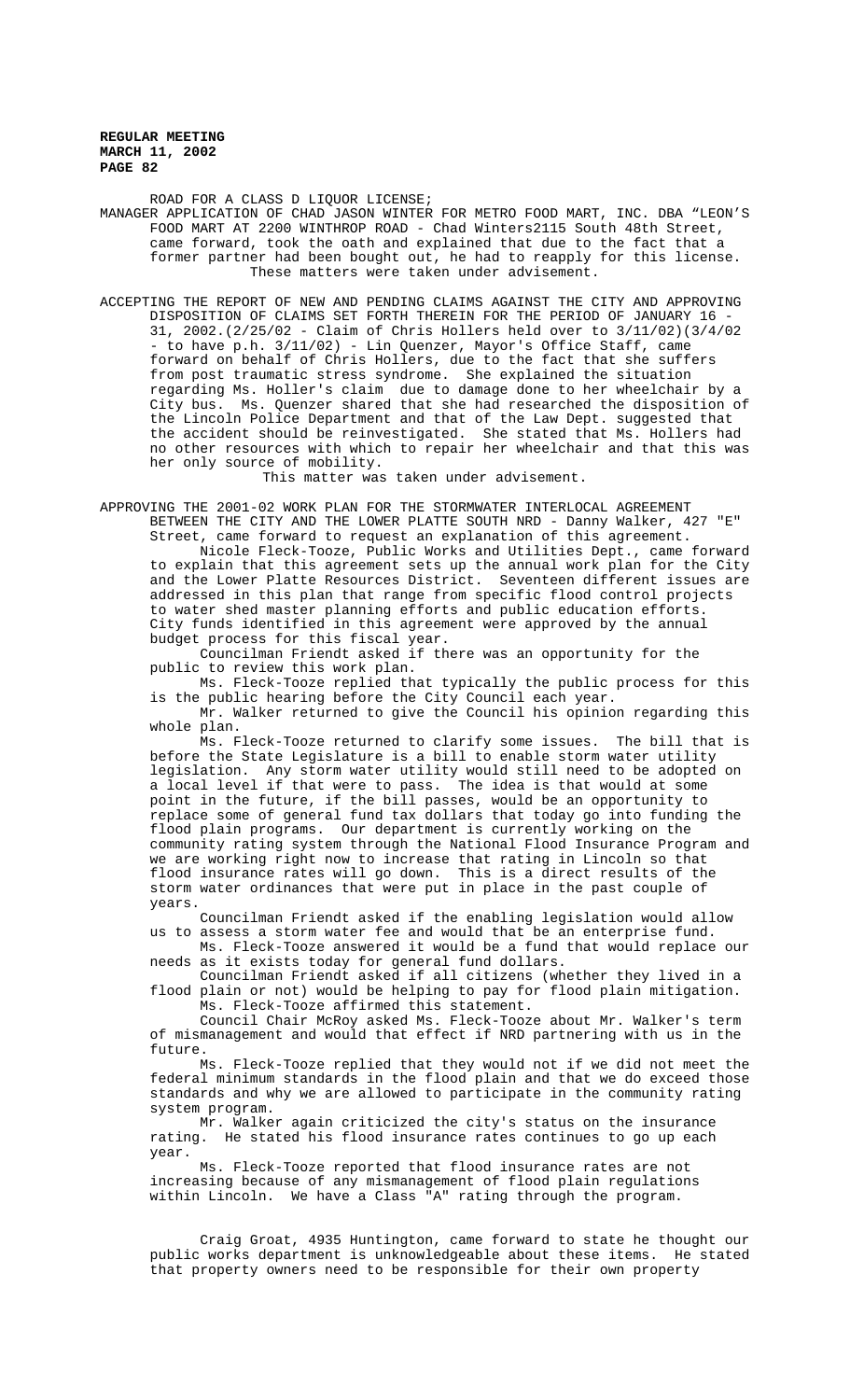ROAD FOR A CLASS D LIQUOR LICENSE;

MANAGER APPLICATION OF CHAD JASON WINTER FOR METRO FOOD MART, INC. DBA "LEON'S FOOD MART AT 2200 WINTHROP ROAD - Chad Winters2115 South 48th Street, came forward, took the oath and explained that due to the fact that a former partner had been bought out, he had to reapply for this license. These matters were taken under advisement.

ACCEPTING THE REPORT OF NEW AND PENDING CLAIMS AGAINST THE CITY AND APPROVING DISPOSITION OF CLAIMS SET FORTH THEREIN FOR THE PERIOD OF JANUARY 16 - 31, 2002.(2/25/02 - Claim of Chris Hollers held over to 3/11/02)(3/4/02 - to have p.h. 3/11/02) - Lin Quenzer, Mayor's Office Staff, came forward on behalf of Chris Hollers, due to the fact that she suffers from post traumatic stress syndrome. She explained the situation regarding Ms. Holler's claim due to damage done to her wheelchair by a City bus. Ms. Quenzer shared that she had researched the disposition of the Lincoln Police Department and that of the Law Dept. suggested that the accident should be reinvestigated. She stated that Ms. Hollers had no other resources with which to repair her wheelchair and that this was her only source of mobility.

This matter was taken under advisement.

APPROVING THE 2001-02 WORK PLAN FOR THE STORMWATER INTERLOCAL AGREEMENT BETWEEN THE CITY AND THE LOWER PLATTE SOUTH NRD - Danny Walker, 427 "E" Street, came forward to request an explanation of this agreement.

Nicole Fleck-Tooze, Public Works and Utilities Dept., came forward to explain that this agreement sets up the annual work plan for the City and the Lower Platte Resources District. Seventeen different issues are addressed in this plan that range from specific flood control projects to water shed master planning efforts and public education efforts. City funds identified in this agreement were approved by the annual budget process for this fiscal year.

Councilman Friendt asked if there was an opportunity for the public to review this work plan.

Ms. Fleck-Tooze replied that typically the public process for this is the public hearing before the City Council each year.

Mr. Walker returned to give the Council his opinion regarding this whole plan.

Ms. Fleck-Tooze returned to clarify some issues. The bill that is before the State Legislature is a bill to enable storm water utility legislation. Any storm water utility would still need to be adopted on a local level if that were to pass. The idea is that would at some point in the future, if the bill passes, would be an opportunity to replace some of general fund tax dollars that today go into funding the flood plain programs. Our department is currently working on the community rating system through the National Flood Insurance Program and we are working right now to increase that rating in Lincoln so that flood insurance rates will go down. This is a direct results of the storm water ordinances that were put in place in the past couple of years.

Councilman Friendt asked if the enabling legislation would allow us to assess a storm water fee and would that be an enterprise fund.

Ms. Fleck-Tooze answered it would be a fund that would replace our needs as it exists today for general fund dollars.

Councilman Friendt asked if all citizens (whether they lived in a flood plain or not) would be helping to pay for flood plain mitigation.

Ms. Fleck-Tooze affirmed this statement.

Council Chair McRoy asked Ms. Fleck-Tooze about Mr. Walker's term of mismanagement and would that effect if NRD partnering with us in the future.

Ms. Fleck-Tooze replied that they would not if we did not meet the federal minimum standards in the flood plain and that we do exceed those standards and why we are allowed to participate in the community rating system program.

Mr. Walker again criticized the city's status on the insurance rating. He stated his flood insurance rates continues to go up each year.

Ms. Fleck-Tooze reported that flood insurance rates are not increasing because of any mismanagement of flood plain regulations within Lincoln. We have a Class "A" rating through the program.

Craig Groat, 4935 Huntington, came forward to state he thought our public works department is unknowledgeable about these items. He stated that property owners need to be responsible for their own property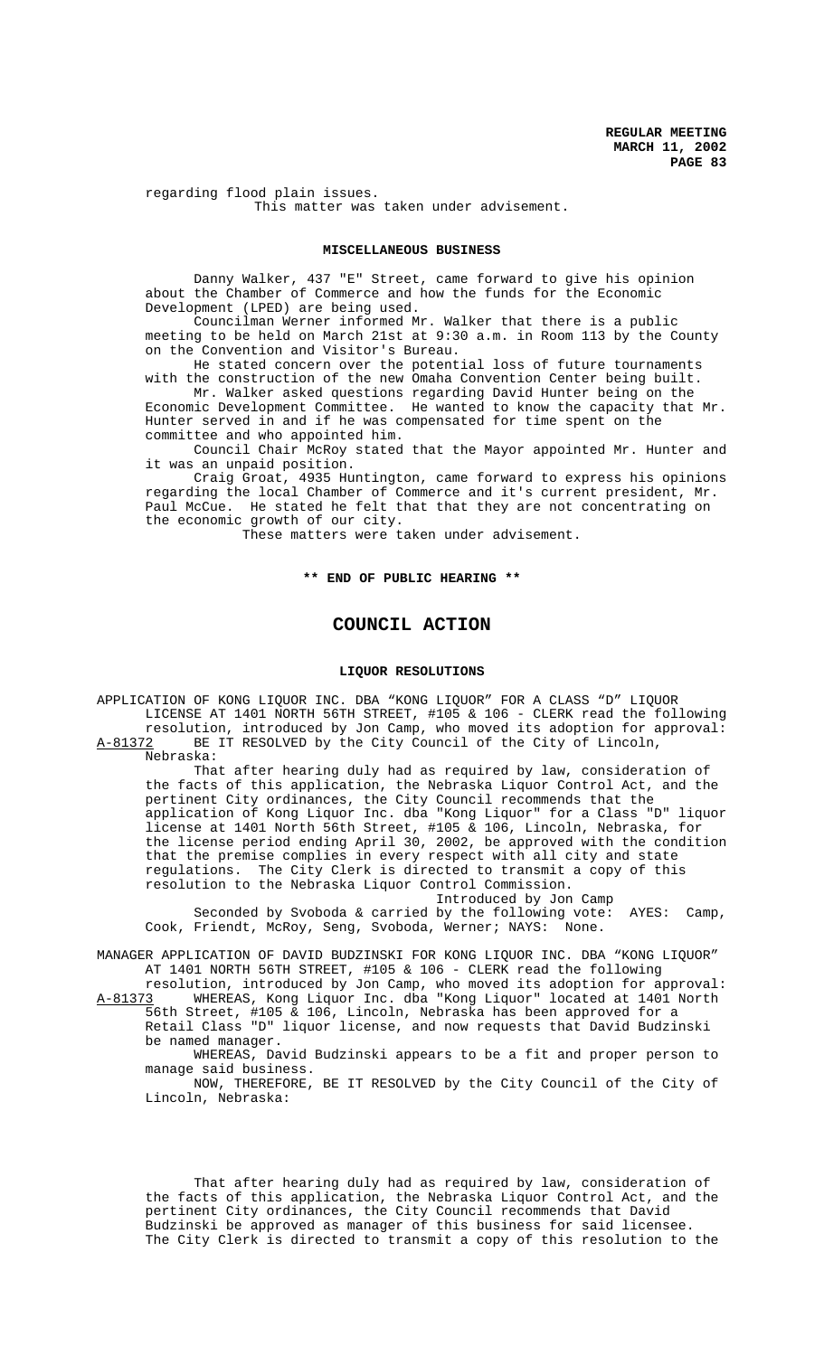regarding flood plain issues.

This matter was taken under advisement.

## MISCELLANEOUS BUSINESS

Danny Walker, 437 "E" Street, came forward to give his opinion about the Chamber of Commerce and how the funds for the Economic Development (LPED) are being used.

Councilman Werner informed Mr. Walker that there is a public meeting to be held on March 21st at 9:30 a.m. in Room 113 by the County on the Convention and Visitor's Bureau.

He stated concern over the potential loss of future tournaments with the construction of the new Omaha Convention Center being built.

Mr. Walker asked questions regarding David Hunter being on the Economic Development Committee. He wanted to know the capacity that Mr. Hunter served in and if he was compensated for time spent on the committee and who appointed him.

Council Chair McRoy stated that the Mayor appointed Mr. Hunter and it was an unpaid position.

Craig Groat, 4935 Huntington, came forward to express his opinions regarding the local Chamber of Commerce and it's current president, Mr. Paul McCue. He stated he felt that that they are not concentrating on the economic growth of our city.

These matters were taken under advisement.

**\*\* END OF PUBLIC HEARING \*\***

# COUNCIL ACTION

## LIQUOR RESOLUTIONS

APPLICATION OF KONG LIQUOR INC. DBA "KONG LIQUOR" FOR A CLASS "D" LIQUOR LICENSE AT 1401 NORTH 56TH STREET, #105 & 106 - CLERK read the following resolution, introduced by Jon Camp, who moved its adoption for approval:

A-81372 BE IT RESOLVED by the City Council of the City of Lincoln, Nebraska:

That after hearing duly had as required by law, consideration of the facts of this application, the Nebraska Liquor Control Act, and the pertinent City ordinances, the City Council recommends that the application of Kong Liquor Inc. dba "Kong Liquor" for a Class "D" liquor license at 1401 North 56th Street, #105 & 106, Lincoln, Nebraska, for the license period ending April 30, 2002, be approved with the condition that the premise complies in every respect with all city and state regulations. The City Clerk is directed to transmit a copy of this resolution to the Nebraska Liquor Control Commission.

Introduced by Jon Camp

Seconded by Svoboda & carried by the following vote: AYES: Camp, Cook, Friendt, McRoy, Seng, Svoboda, Werner; NAYS: None.

MANAGER APPLICATION OF DAVID BUDZINSKI FOR KONG LIQUOR INC. DBA "KONG LIQUOR" AT 1401 NORTH 56TH STREET, #105 & 106 - CLERK read the following resolution, introduced by Jon Camp, who moved its adoption for approval:

A-81373 WHEREAS, Kong Liquor Inc. dba "Kong Liquor" located at 1401 North 56th Street, #105 & 106, Lincoln, Nebraska has been approved for a Retail Class "D" liquor license, and now requests that David Budzinski be named manager.

WHEREAS, David Budzinski appears to be a fit and proper person to manage said business.

NOW, THEREFORE, BE IT RESOLVED by the City Council of the City of Lincoln, Nebraska:

That after hearing duly had as required by law, consideration of the facts of this application, the Nebraska Liquor Control Act, and the pertinent City ordinances, the City Council recommends that David Budzinski be approved as manager of this business for said licensee. The City Clerk is directed to transmit a copy of this resolution to the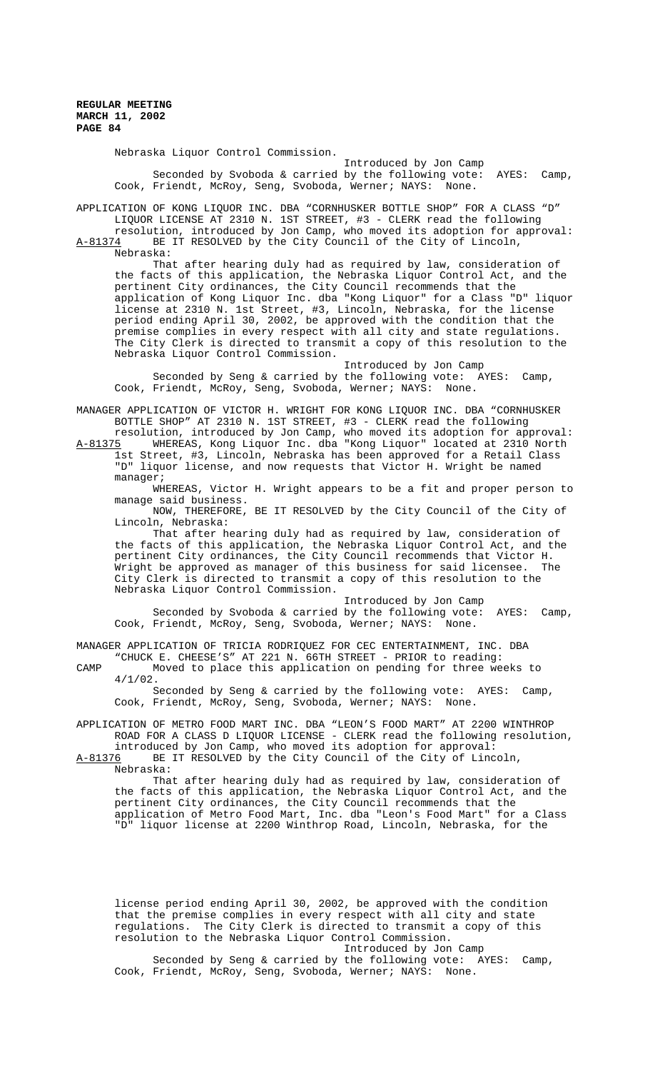Nebraska Liquor Control Commission.

Introduced by Jon Camp

Seconded by Svoboda & carried by the following vote: AYES: Camp, Cook, Friendt, McRoy, Seng, Svoboda, Werner; NAYS: None.

APPLICATION OF KONG LIQUOR INC. DBA "CORNHUSKER BOTTLE SHOP" FOR A CLASS "D" LIQUOR LICENSE AT 2310 N. 1ST STREET, #3 - CLERK read the following resolution, introduced by Jon Camp, who moved its adoption for approval:

A-81374 BE IT RESOLVED by the City Council of the City of Lincoln, Nebraska:

That after hearing duly had as required by law, consideration of the facts of this application, the Nebraska Liquor Control Act, and the pertinent City ordinances, the City Council recommends that the application of Kong Liquor Inc. dba "Kong Liquor" for a Class "D" liquor license at 2310 N. 1st Street, #3, Lincoln, Nebraska, for the license period ending April 30, 2002, be approved with the condition that the premise complies in every respect with all city and state regulations. The City Clerk is directed to transmit a copy of this resolution to the Nebraska Liquor Control Commission.

Introduced by Jon Camp

Seconded by Seng & carried by the following vote: AYES: Camp, Cook, Friendt, McRoy, Seng, Svoboda, Werner; NAYS: None.

MANAGER APPLICATION OF VICTOR H. WRIGHT FOR KONG LIQUOR INC. DBA "CORNHUSKER BOTTLE SHOP" AT 2310 N. 1ST STREET, #3 - CLERK read the following resolution, introduced by Jon Camp, who moved its adoption for approval:

A-81375 WHEREAS, Kong Liquor Inc. dba "Kong Liquor" located at 2310 North 1st Street, #3, Lincoln, Nebraska has been approved for a Retail Class "D" liquor license, and now requests that Victor H. Wright be named manager;

WHEREAS, Victor H. Wright appears to be a fit and proper person to manage said business.

NOW, THEREFORE, BE IT RESOLVED by the City Council of the City of Lincoln, Nebraska:

That after hearing duly had as required by law, consideration of the facts of this application, the Nebraska Liquor Control Act, and the pertinent City ordinances, the City Council recommends that Victor H. Wright be approved as manager of this business for said licensee. The City Clerk is directed to transmit a copy of this resolution to the Nebraska Liquor Control Commission.

Introduced by Jon Camp

Seconded by Svoboda & carried by the following vote: AYES: Camp, Cook, Friendt, McRoy, Seng, Svoboda, Werner; NAYS: None.

MANAGER APPLICATION OF TRICIA RODRIQUEZ FOR CEC ENTERTAINMENT, INC. DBA "CHUCK E. CHEESE'S" AT 221 N. 66TH STREET - PRIOR to reading:

CAMP Moved to place this application on pending for three weeks to 4/1/02.

Seconded by Seng & carried by the following vote: AYES: Camp, Cook, Friendt, McRoy, Seng, Svoboda, Werner; NAYS: None.

APPLICATION OF METRO FOOD MART INC. DBA "LEON'S FOOD MART" AT 2200 WINTHROP ROAD FOR A CLASS D LIQUOR LICENSE - CLERK read the following resolution, introduced by Jon Camp, who moved its adoption for approval:

A-81376 BE IT RESOLVED by the City Council of the City of Lincoln, Nebraska:

That after hearing duly had as required by law, consideration of the facts of this application, the Nebraska Liquor Control Act, and the pertinent City ordinances, the City Council recommends that the application of Metro Food Mart, Inc. dba "Leon's Food Mart" for a Class "D" liquor license at 2200 Winthrop Road, Lincoln, Nebraska, for the license period ending April 30, 2002, be approved with the condition that the premise complies in every respect with all city and state regulations. The City Clerk is directed to transmit a copy of this resolution to the Nebraska Liquor Control Commission.

Introduced by Jon Camp

Seconded by Seng & carried by the following vote: AYES: Camp, Cook, Friendt, McRoy, Seng, Svoboda, Werner; NAYS: None.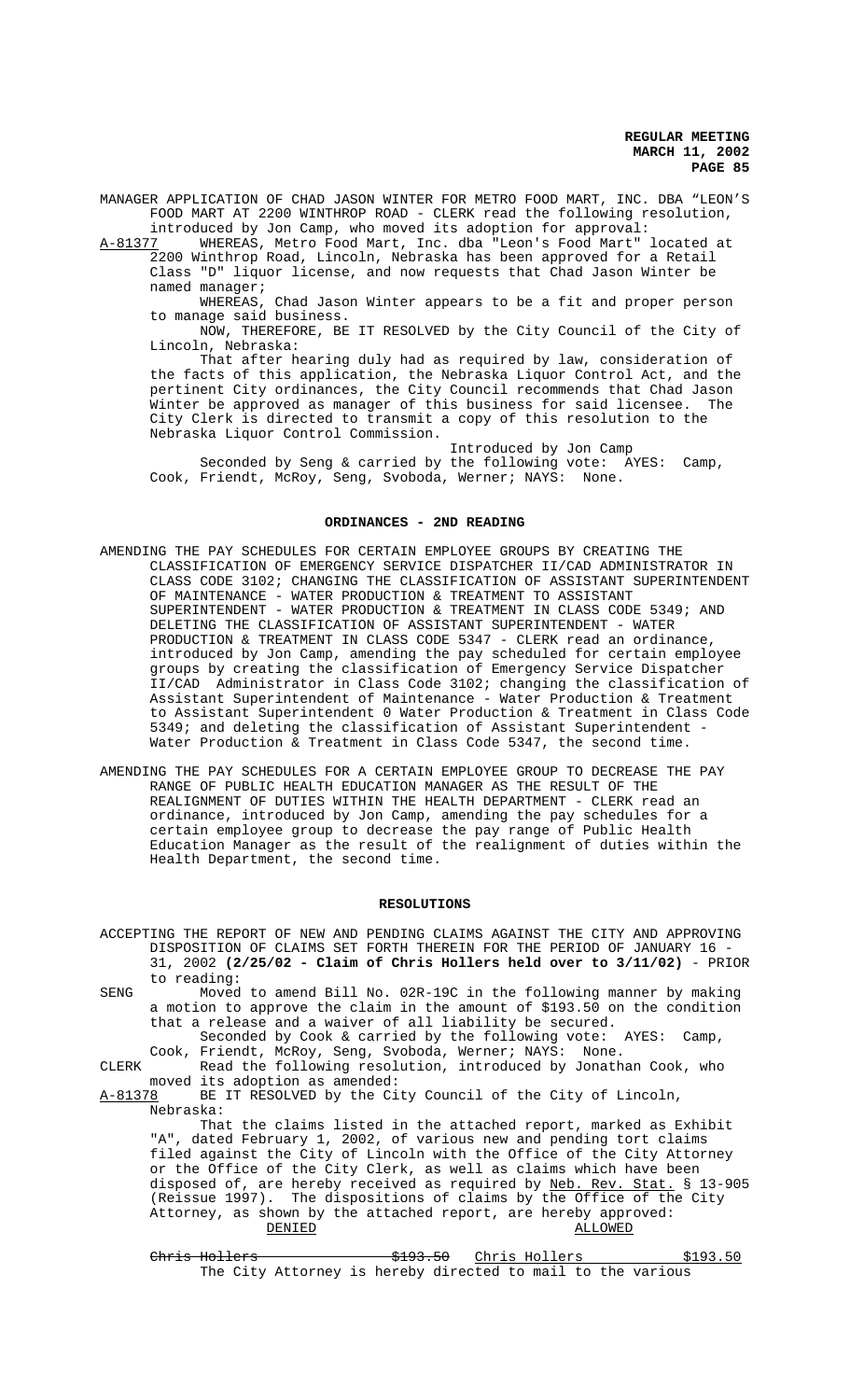MANAGER APPLICATION OF CHAD JASON WINTER FOR METRO FOOD MART, INC. DBA "LEON'S FOOD MART AT 2200 WINTHROP ROAD - CLERK read the following resolution, introduced by Jon Camp, who moved its adoption for approval:

A-81377 WHEREAS, Metro Food Mart, Inc. dba "Leon's Food Mart" located at 2200 Winthrop Road, Lincoln, Nebraska has been approved for a Retail Class "D" liquor license, and now requests that Chad Jason Winter be named manager;

WHEREAS, Chad Jason Winter appears to be a fit and proper person to manage said business.

NOW, THEREFORE, BE IT RESOLVED by the City Council of the City of Lincoln, Nebraska:

That after hearing duly had as required by law, consideration of the facts of this application, the Nebraska Liquor Control Act, and the pertinent City ordinances, the City Council recommends that Chad Jason Winter be approved as manager of this business for said licensee. The City Clerk is directed to transmit a copy of this resolution to the Nebraska Liquor Control Commission.

Introduced by Jon Camp

Seconded by Seng & carried by the following vote: AYES: Camp, Cook, Friendt, McRoy, Seng, Svoboda, Werner; NAYS: None.

## ORDINANCES - 2ND READING

AMENDING THE PAY SCHEDULES FOR CERTAIN EMPLOYEE GROUPS BY CREATING THE CLASSIFICATION OF EMERGENCY SERVICE DISPATCHER II/CAD ADMINISTRATOR IN CLASS CODE 3102; CHANGING THE CLASSIFICATION OF ASSISTANT SUPERINTENDENT OF MAINTENANCE - WATER PRODUCTION & TREATMENT TO ASSISTANT SUPERINTENDENT - WATER PRODUCTION & TREATMENT IN CLASS CODE 5349; AND DELETING THE CLASSIFICATION OF ASSISTANT SUPERINTENDENT - WATER PRODUCTION & TREATMENT IN CLASS CODE 5347 - CLERK read an ordinance, introduced by Jon Camp, amending the pay scheduled for certain employee groups by creating the classification of Emergency Service Dispatcher II/CAD Administrator in Class Code 3102; changing the classification of Assistant Superintendent of Maintenance - Water Production & Treatment to Assistant Superintendent 0 Water Production & Treatment in Class Code 5349; and deleting the classification of Assistant Superintendent - Water Production & Treatment in Class Code 5347, the second time.

AMENDING THE PAY SCHEDULES FOR A CERTAIN EMPLOYEE GROUP TO DECREASE THE PAY RANGE OF PUBLIC HEALTH EDUCATION MANAGER AS THE RESULT OF THE REALIGNMENT OF DUTIES WITHIN THE HEALTH DEPARTMENT - CLERK read an ordinance, introduced by Jon Camp, amending the pay schedules for a certain employee group to decrease the pay range of Public Health Education Manager as the result of the realignment of duties within the Health Department, the second time.

## RESOLUTIONS

ACCEPTING THE REPORT OF NEW AND PENDING CLAIMS AGAINST THE CITY AND APPROVING DISPOSITION OF CLAIMS SET FORTH THEREIN FOR THE PERIOD OF JANUARY 16 - 31, 2002 **(2/25/02 - Claim of Chris Hollers held over to 3/11/02)** - PRIOR to reading:

SENG Moved to amend Bill No. 02R-19C in the following manner by making a motion to approve the claim in the amount of $193.50 on the condition that a release and a waiver of all liability be secured.

Seconded by Cook & carried by the following vote: AYES: Camp, Cook, Friendt, McRoy, Seng, Svoboda, Werner; NAYS: None.

CLERK Read the following resolution, introduced by Jonathan Cook, who moved its adoption as amended:

A-81378 BE IT RESOLVED by the City Council of the City of Lincoln, Nebraska:

That the claims listed in the attached report, marked as Exhibit "A", dated February 1, 2002, of various new and pending tort claims filed against the City of Lincoln with the Office of the City Attorney or the Office of the City Clerk, as well as claims which have been disposed of, are hereby received as required by Neb. Rev. Stat. § 13-905 (Reissue 1997). The dispositions of claims by the Office of the City Attorney, as shown by the attached report, are hereby approved:

| DENIED | | ALLOWED | |
|---|---|---|---|
| ~~Chris Hollers~~ | ~~$193.50~~ | Chris Hollers | $193.50 |

The City Attorney is hereby directed to mail to the various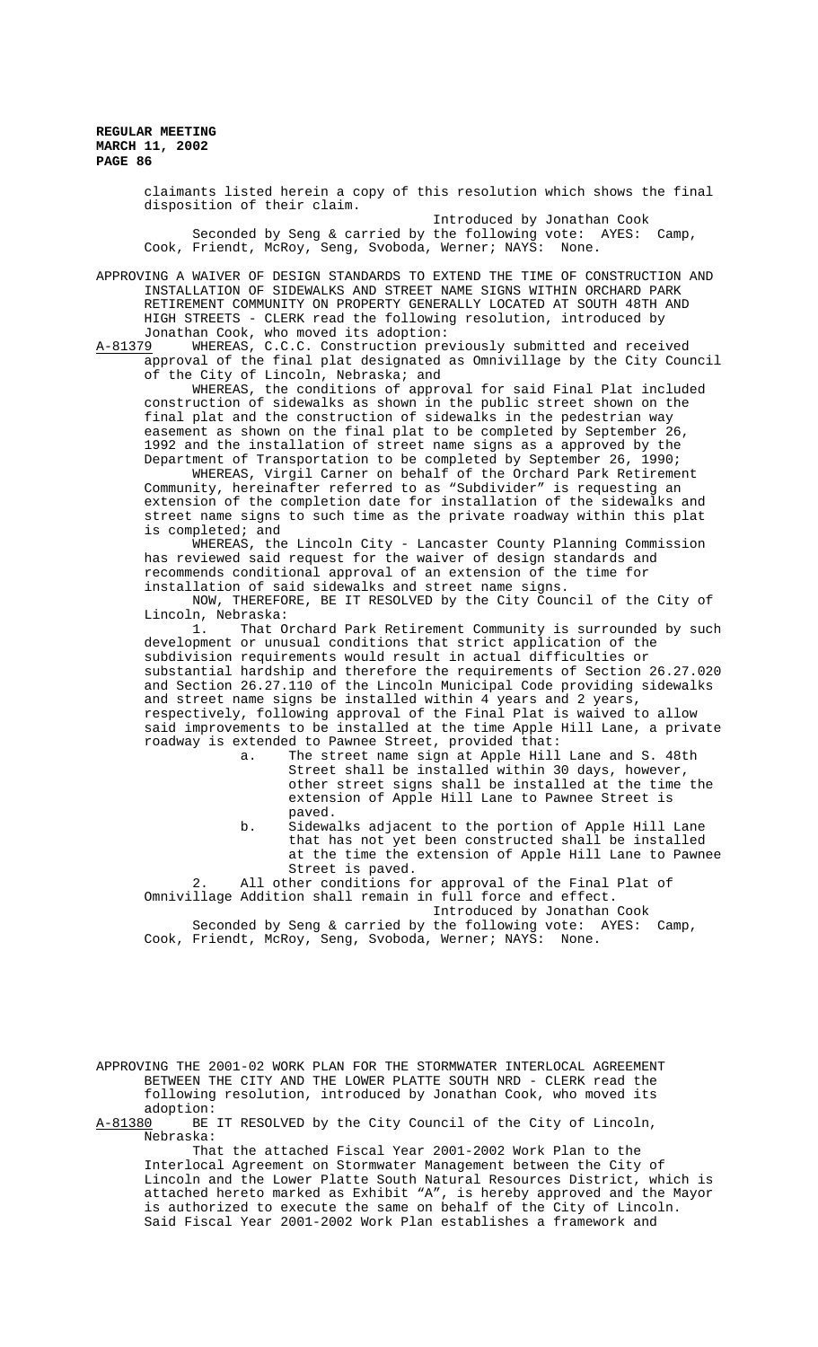claimants listed herein a copy of this resolution which shows the final disposition of their claim.

Introduced by Jonathan Cook

Seconded by Seng & carried by the following vote: AYES: Camp, Cook, Friendt, McRoy, Seng, Svoboda, Werner; NAYS: None.

APPROVING A WAIVER OF DESIGN STANDARDS TO EXTEND THE TIME OF CONSTRUCTION AND INSTALLATION OF SIDEWALKS AND STREET NAME SIGNS WITHIN ORCHARD PARK RETIREMENT COMMUNITY ON PROPERTY GENERALLY LOCATED AT SOUTH 48TH AND HIGH STREETS - CLERK read the following resolution, introduced by Jonathan Cook, who moved its adoption:

A-81379 WHEREAS, C.C.C. Construction previously submitted and received approval of the final plat designated as Omnivillage by the City Council of the City of Lincoln, Nebraska; and

WHEREAS, the conditions of approval for said Final Plat included construction of sidewalks as shown in the public street shown on the final plat and the construction of sidewalks in the pedestrian way easement as shown on the final plat to be completed by September 26, 1992 and the installation of street name signs as a approved by the Department of Transportation to be completed by September 26, 1990;

WHEREAS, Virgil Carner on behalf of the Orchard Park Retirement Community, hereinafter referred to as "Subdivider" is requesting an extension of the completion date for installation of the sidewalks and street name signs to such time as the private roadway within this plat is completed; and

WHEREAS, the Lincoln City - Lancaster County Planning Commission has reviewed said request for the waiver of design standards and recommends conditional approval of an extension of the time for installation of said sidewalks and street name signs.

NOW, THEREFORE, BE IT RESOLVED by the City Council of the City of Lincoln, Nebraska:

1. That Orchard Park Retirement Community is surrounded by such development or unusual conditions that strict application of the subdivision requirements would result in actual difficulties or substantial hardship and therefore the requirements of Section 26.27.020 and Section 26.27.110 of the Lincoln Municipal Code providing sidewalks and street name signs be installed within 4 years and 2 years, respectively, following approval of the Final Plat is waived to allow said improvements to be installed at the time Apple Hill Lane, a private roadway is extended to Pawnee Street, provided that:

   a. The street name sign at Apple Hill Lane and S. 48th Street shall be installed within 30 days, however, other street signs shall be installed at the time the extension of Apple Hill Lane to Pawnee Street is paved.

   b. Sidewalks adjacent to the portion of Apple Hill Lane that has not yet been constructed shall be installed at the time the extension of Apple Hill Lane to Pawnee Street is paved.

2. All other conditions for approval of the Final Plat of Omnivillage Addition shall remain in full force and effect.

Introduced by Jonathan Cook

Seconded by Seng & carried by the following vote: AYES: Camp, Cook, Friendt, McRoy, Seng, Svoboda, Werner; NAYS: None.

APPROVING THE 2001-02 WORK PLAN FOR THE STORMWATER INTERLOCAL AGREEMENT BETWEEN THE CITY AND THE LOWER PLATTE SOUTH NRD - CLERK read the following resolution, introduced by Jonathan Cook, who moved its adoption:

A-81380 BE IT RESOLVED by the City Council of the City of Lincoln, Nebraska:

That the attached Fiscal Year 2001-2002 Work Plan to the Interlocal Agreement on Stormwater Management between the City of Lincoln and the Lower Platte South Natural Resources District, which is attached hereto marked as Exhibit "A", is hereby approved and the Mayor is authorized to execute the same on behalf of the City of Lincoln. Said Fiscal Year 2001-2002 Work Plan establishes a framework and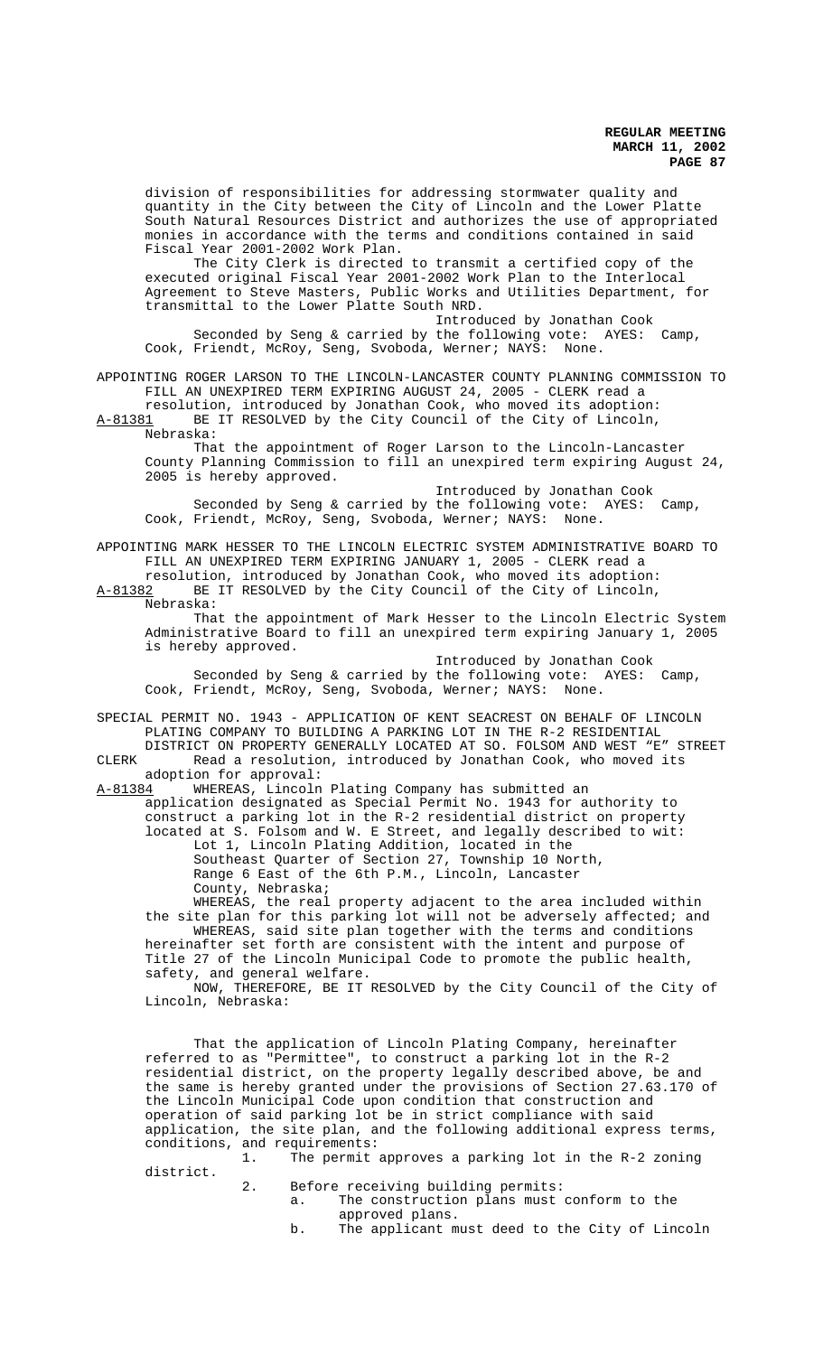division of responsibilities for addressing stormwater quality and quantity in the City between the City of Lincoln and the Lower Platte South Natural Resources District and authorizes the use of appropriated monies in accordance with the terms and conditions contained in said Fiscal Year 2001-2002 Work Plan.

The City Clerk is directed to transmit a certified copy of the executed original Fiscal Year 2001-2002 Work Plan to the Interlocal Agreement to Steve Masters, Public Works and Utilities Department, for transmittal to the Lower Platte South NRD.

Introduced by Jonathan Cook

Seconded by Seng & carried by the following vote: AYES: Camp, Cook, Friendt, McRoy, Seng, Svoboda, Werner; NAYS: None.

APPOINTING ROGER LARSON TO THE LINCOLN-LANCASTER COUNTY PLANNING COMMISSION TO FILL AN UNEXPIRED TERM EXPIRING AUGUST 24, 2005 - CLERK read a resolution, introduced by Jonathan Cook, who moved its adoption:

A-81381 BE IT RESOLVED by the City Council of the City of Lincoln, Nebraska:

That the appointment of Roger Larson to the Lincoln-Lancaster County Planning Commission to fill an unexpired term expiring August 24, 2005 is hereby approved.

Introduced by Jonathan Cook

Seconded by Seng & carried by the following vote: AYES: Camp, Cook, Friendt, McRoy, Seng, Svoboda, Werner; NAYS: None.

APPOINTING MARK HESSER TO THE LINCOLN ELECTRIC SYSTEM ADMINISTRATIVE BOARD TO FILL AN UNEXPIRED TERM EXPIRING JANUARY 1, 2005 - CLERK read a resolution, introduced by Jonathan Cook, who moved its adoption:

A-81382 BE IT RESOLVED by the City Council of the City of Lincoln, Nebraska:

That the appointment of Mark Hesser to the Lincoln Electric System Administrative Board to fill an unexpired term expiring January 1, 2005 is hereby approved.

Introduced by Jonathan Cook

Seconded by Seng & carried by the following vote: AYES: Camp, Cook, Friendt, McRoy, Seng, Svoboda, Werner; NAYS: None.

SPECIAL PERMIT NO. 1943 - APPLICATION OF KENT SEACREST ON BEHALF OF LINCOLN PLATING COMPANY TO BUILDING A PARKING LOT IN THE R-2 RESIDENTIAL DISTRICT ON PROPERTY GENERALLY LOCATED AT SO. FOLSOM AND WEST "E" STREET

CLERK Read a resolution, introduced by Jonathan Cook, who moved its adoption for approval:

A-81384 WHEREAS, Lincoln Plating Company has submitted an application designated as Special Permit No. 1943 for authority to construct a parking lot in the R-2 residential district on property located at S. Folsom and W. E Street, and legally described to wit:

Lot 1, Lincoln Plating Addition, located in the Southeast Quarter of Section 27, Township 10 North, Range 6 East of the 6th P.M., Lincoln, Lancaster County, Nebraska;

WHEREAS, the real property adjacent to the area included within the site plan for this parking lot will not be adversely affected; and

WHEREAS, said site plan together with the terms and conditions hereinafter set forth are consistent with the intent and purpose of Title 27 of the Lincoln Municipal Code to promote the public health, safety, and general welfare.

NOW, THEREFORE, BE IT RESOLVED by the City Council of the City of Lincoln, Nebraska:

That the application of Lincoln Plating Company, hereinafter referred to as "Permittee", to construct a parking lot in the R-2 residential district, on the property legally described above, be and the same is hereby granted under the provisions of Section 27.63.170 of the Lincoln Municipal Code upon condition that construction and operation of said parking lot be in strict compliance with said application, the site plan, and the following additional express terms, conditions, and requirements:

1. The permit approves a parking lot in the R-2 zoning district.
2. Before receiving building permits:
   a. The construction plans must conform to the approved plans.
   b. The applicant must deed to the City of Lincoln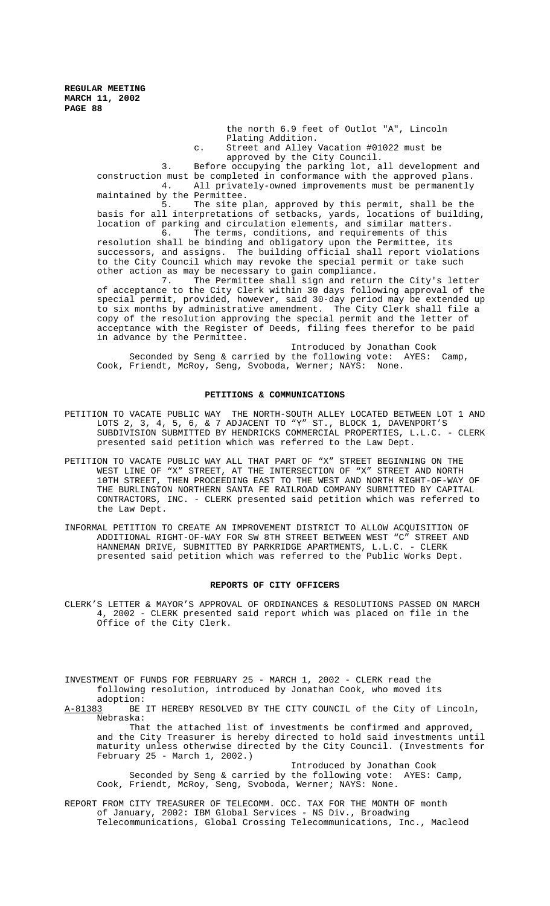the north 6.9 feet of Outlot "A", Lincoln Plating Addition.

c. Street and Alley Vacation #01022 must be approved by the City Council.

3. Before occupying the parking lot, all development and construction must be completed in conformance with the approved plans.

4. All privately-owned improvements must be permanently maintained by the Permittee.

5. The site plan, approved by this permit, shall be the basis for all interpretations of setbacks, yards, locations of building, location of parking and circulation elements, and similar matters.

6. The terms, conditions, and requirements of this resolution shall be binding and obligatory upon the Permittee, its successors, and assigns. The building official shall report violations to the City Council which may revoke the special permit or take such other action as may be necessary to gain compliance.

7. The Permittee shall sign and return the City's letter of acceptance to the City Clerk within 30 days following approval of the special permit, provided, however, said 30-day period may be extended up to six months by administrative amendment. The City Clerk shall file a copy of the resolution approving the special permit and the letter of acceptance with the Register of Deeds, filing fees therefor to be paid in advance by the Permittee.

Introduced by Jonathan Cook

Seconded by Seng & carried by the following vote: AYES: Camp, Cook, Friendt, McRoy, Seng, Svoboda, Werner; NAYS: None.

## PETITIONS & COMMUNICATIONS

PETITION TO VACATE PUBLIC WAY THE NORTH-SOUTH ALLEY LOCATED BETWEEN LOT 1 AND LOTS 2, 3, 4, 5, 6, & 7 ADJACENT TO "Y" ST., BLOCK 1, DAVENPORT'S SUBDIVISION SUBMITTED BY HENDRICKS COMMERCIAL PROPERTIES, L.L.C. - CLERK presented said petition which was referred to the Law Dept.

PETITION TO VACATE PUBLIC WAY ALL THAT PART OF "X" STREET BEGINNING ON THE WEST LINE OF "X" STREET, AT THE INTERSECTION OF "X" STREET AND NORTH 10TH STREET, THEN PROCEEDING EAST TO THE WEST AND NORTH RIGHT-OF-WAY OF THE BURLINGTON NORTHERN SANTA FE RAILROAD COMPANY SUBMITTED BY CAPITAL CONTRACTORS, INC. - CLERK presented said petition which was referred to the Law Dept.

INFORMAL PETITION TO CREATE AN IMPROVEMENT DISTRICT TO ALLOW ACQUISITION OF ADDITIONAL RIGHT-OF-WAY FOR SW 8TH STREET BETWEEN WEST "C" STREET AND HANNEMAN DRIVE, SUBMITTED BY PARKRIDGE APARTMENTS, L.L.C. - CLERK presented said petition which was referred to the Public Works Dept.

## REPORTS OF CITY OFFICERS

CLERK'S LETTER & MAYOR'S APPROVAL OF ORDINANCES & RESOLUTIONS PASSED ON MARCH 4, 2002 - CLERK presented said report which was placed on file in the Office of the City Clerk.

INVESTMENT OF FUNDS FOR FEBRUARY 25 - MARCH 1, 2002 - CLERK read the following resolution, introduced by Jonathan Cook, who moved its adoption:

A-81383 BE IT HEREBY RESOLVED BY THE CITY COUNCIL of the City of Lincoln, Nebraska:

That the attached list of investments be confirmed and approved, and the City Treasurer is hereby directed to hold said investments until maturity unless otherwise directed by the City Council. (Investments for February 25 - March 1, 2002.)

Introduced by Jonathan Cook

Seconded by Seng & carried by the following vote: AYES: Camp, Cook, Friendt, McRoy, Seng, Svoboda, Werner; NAYS: None.

REPORT FROM CITY TREASURER OF TELECOMM. OCC. TAX FOR THE MONTH OF month of January, 2002: IBM Global Services - NS Div., Broadwing Telecommunications, Global Crossing Telecommunications, Inc., Macleod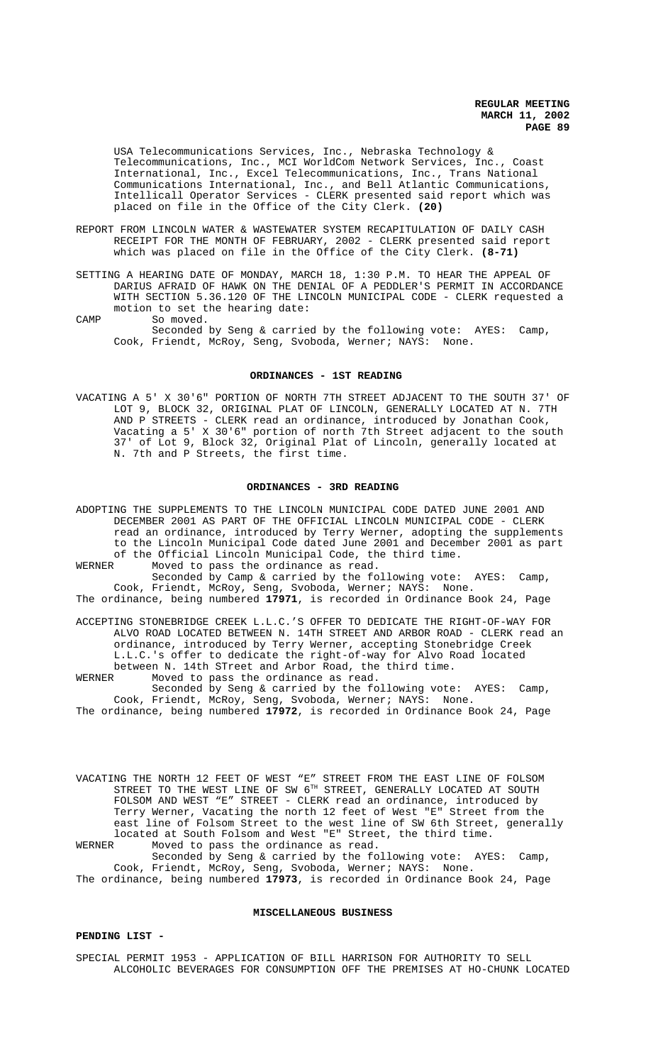USA Telecommunications Services, Inc., Nebraska Technology & Telecommunications, Inc., MCI WorldCom Network Services, Inc., Coast International, Inc., Excel Telecommunications, Inc., Trans National Communications International, Inc., and Bell Atlantic Communications, Intellicall Operator Services - CLERK presented said report which was placed on file in the Office of the City Clerk. **(20)**

REPORT FROM LINCOLN WATER & WASTEWATER SYSTEM RECAPITULATION OF DAILY CASH RECEIPT FOR THE MONTH OF FEBRUARY, 2002 - CLERK presented said report which was placed on file in the Office of the City Clerk. **(8-71)**

SETTING A HEARING DATE OF MONDAY, MARCH 18, 1:30 P.M. TO HEAR THE APPEAL OF DARIUS AFRAID OF HAWK ON THE DENIAL OF A PEDDLER'S PERMIT IN ACCORDANCE WITH SECTION 5.36.120 OF THE LINCOLN MUNICIPAL CODE - CLERK requested a motion to set the hearing date:

CAMP So moved.

Seconded by Seng & carried by the following vote: AYES: Camp, Cook, Friendt, McRoy, Seng, Svoboda, Werner; NAYS: None.

## ORDINANCES - 1ST READING

VACATING A 5' X 30'6" PORTION OF NORTH 7TH STREET ADJACENT TO THE SOUTH 37' OF LOT 9, BLOCK 32, ORIGINAL PLAT OF LINCOLN, GENERALLY LOCATED AT N. 7TH AND P STREETS - CLERK read an ordinance, introduced by Jonathan Cook, Vacating a 5' X 30'6" portion of north 7th Street adjacent to the south 37' of Lot 9, Block 32, Original Plat of Lincoln, generally located at N. 7th and P Streets, the first time.

## ORDINANCES - 3RD READING

ADOPTING THE SUPPLEMENTS TO THE LINCOLN MUNICIPAL CODE DATED JUNE 2001 AND DECEMBER 2001 AS PART OF THE OFFICIAL LINCOLN MUNICIPAL CODE - CLERK read an ordinance, introduced by Terry Werner, adopting the supplements to the Lincoln Municipal Code dated June 2001 and December 2001 as part of the Official Lincoln Municipal Code, the third time.

WERNER Moved to pass the ordinance as read.

Seconded by Camp & carried by the following vote: AYES: Camp, Cook, Friendt, McRoy, Seng, Svoboda, Werner; NAYS: None.

The ordinance, being numbered **17971**, is recorded in Ordinance Book 24, Page

ACCEPTING STONEBRIDGE CREEK L.L.C.'S OFFER TO DEDICATE THE RIGHT-OF-WAY FOR ALVO ROAD LOCATED BETWEEN N. 14TH STREET AND ARBOR ROAD - CLERK read an ordinance, introduced by Terry Werner, accepting Stonebridge Creek L.L.C.'s offer to dedicate the right-of-way for Alvo Road located between N. 14th STreet and Arbor Road, the third time.

WERNER Moved to pass the ordinance as read.

Seconded by Seng & carried by the following vote: AYES: Camp, Cook, Friendt, McRoy, Seng, Svoboda, Werner; NAYS: None.

The ordinance, being numbered **17972**, is recorded in Ordinance Book 24, Page

VACATING THE NORTH 12 FEET OF WEST "E" STREET FROM THE EAST LINE OF FOLSOM STREET TO THE WEST LINE OF SW 6TH STREET, GENERALLY LOCATED AT SOUTH FOLSOM AND WEST "E" STREET - CLERK read an ordinance, introduced by Terry Werner, Vacating the north 12 feet of West "E" Street from the east line of Folsom Street to the west line of SW 6th Street, generally located at South Folsom and West "E" Street, the third time.

WERNER Moved to pass the ordinance as read.

Seconded by Seng & carried by the following vote: AYES: Camp, Cook, Friendt, McRoy, Seng, Svoboda, Werner; NAYS: None.

The ordinance, being numbered **17973**, is recorded in Ordinance Book 24, Page

## MISCELLANEOUS BUSINESS

**PENDING LIST -**

SPECIAL PERMIT 1953 - APPLICATION OF BILL HARRISON FOR AUTHORITY TO SELL ALCOHOLIC BEVERAGES FOR CONSUMPTION OFF THE PREMISES AT HO-CHUNK LOCATED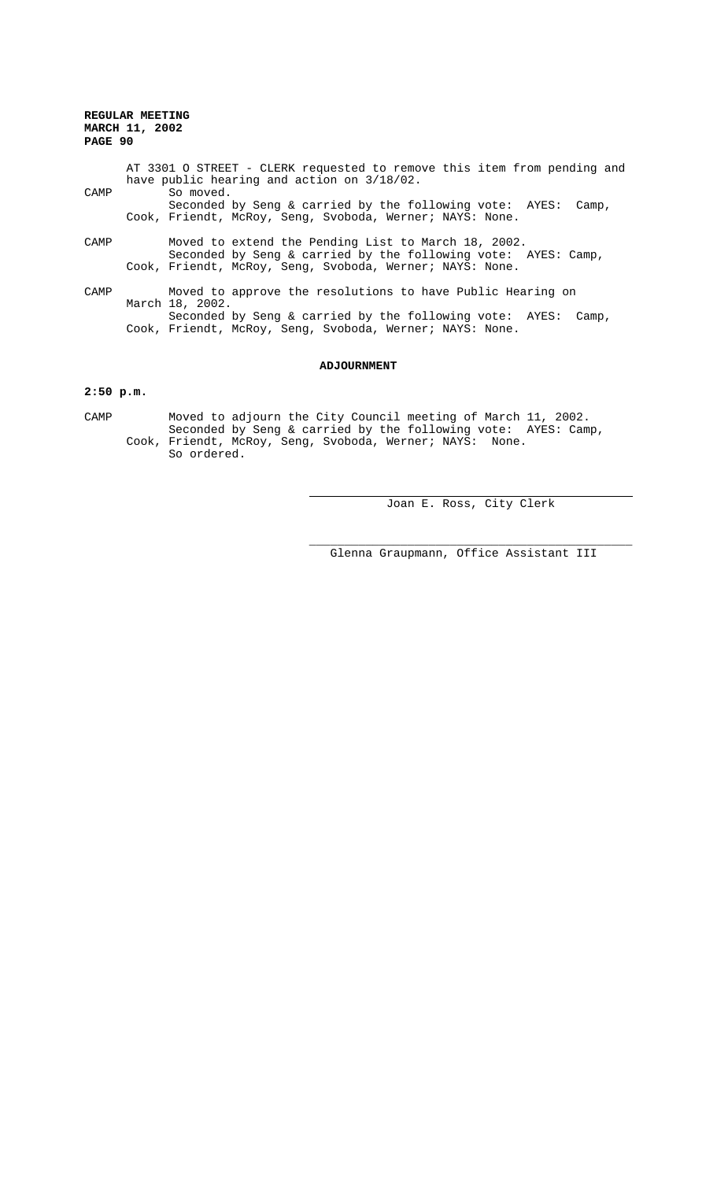AT 3301 O STREET - CLERK requested to remove this item from pending and have public hearing and action on 3/18/02.

CAMP So moved.

Seconded by Seng & carried by the following vote: AYES: Camp, Cook, Friendt, McRoy, Seng, Svoboda, Werner; NAYS: None.

CAMP Moved to extend the Pending List to March 18, 2002.

Seconded by Seng & carried by the following vote: AYES: Camp, Cook, Friendt, McRoy, Seng, Svoboda, Werner; NAYS: None.

CAMP Moved to approve the resolutions to have Public Hearing on March 18, 2002.

Seconded by Seng & carried by the following vote: AYES: Camp, Cook, Friendt, McRoy, Seng, Svoboda, Werner; NAYS: None.

## ADJOURNMENT

**2:50 p.m.**

CAMP Moved to adjourn the City Council meeting of March 11, 2002.

Seconded by Seng & carried by the following vote: AYES: Camp, Cook, Friendt, McRoy, Seng, Svoboda, Werner; NAYS: None.

So ordered.

Joan E. Ross, City Clerk

Glenna Graupmann, Office Assistant III